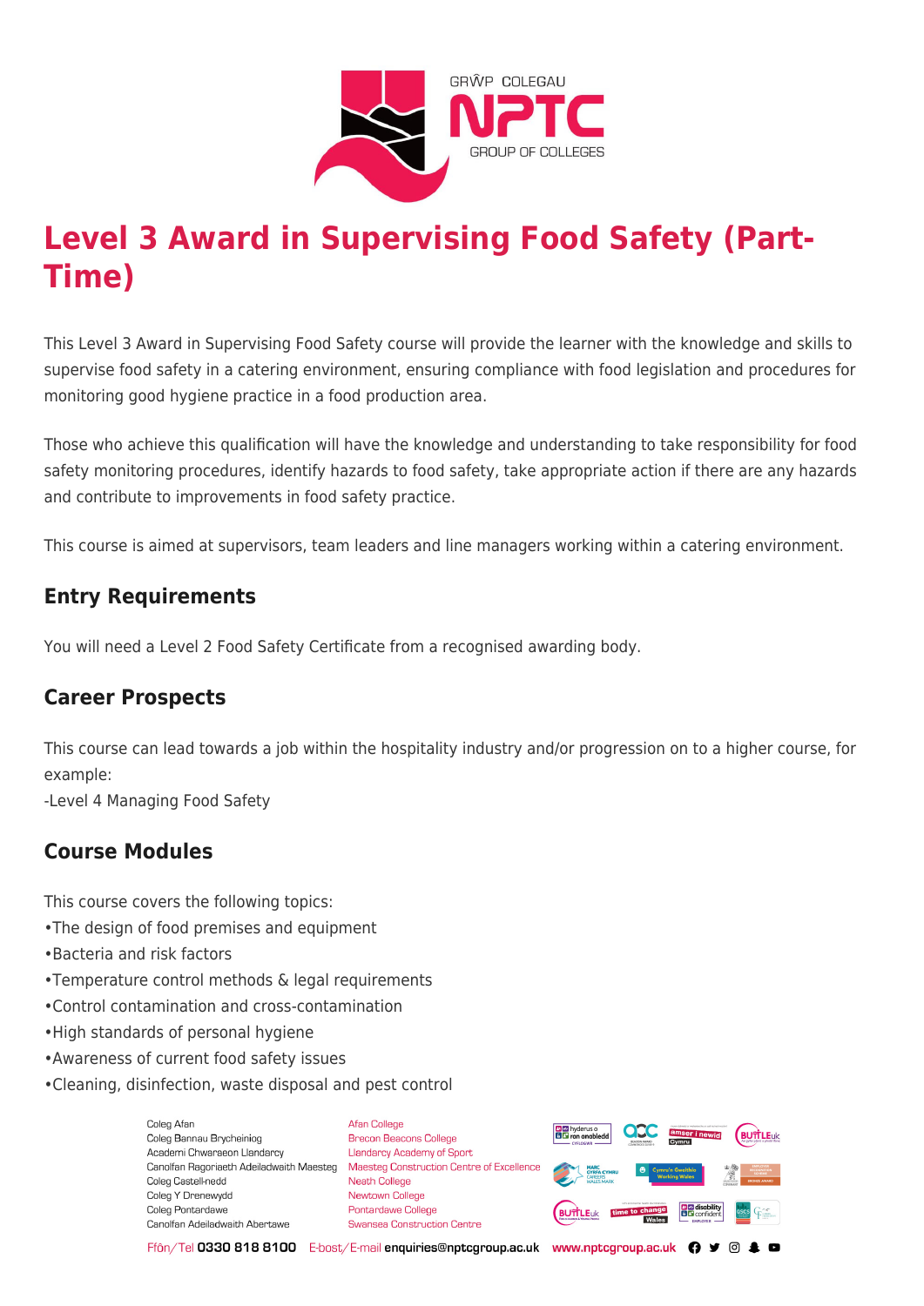# Level 3 Award in Supervising Food Safety (Part-Time)

This Level 3 Award in Supervising Food Safety course will provide the learner with the knowledge and skills to supervise food safety in a catering environment, ensuring compliance with food legislation and procedures for monitoring good hygiene practice in a food production area.

Those who achieve this qualification will have the knowledge and understanding to take responsibility for food safety monitoring procedures, identify hazards to food safety, take appropriate action if there are any hazards and contribute to improvements in food safety practice.

This course is aimed at supervisors, team leaders and line managers working within a catering environment.

## Entry Requirements

You will need a Level 2 Food Safety Certificate from a recognised awarding body.

## Career Prospects

This course can lead towards a job within the hospitality industry and/or progression on to a higher course, for example:
-Level 4 Managing Food Safety

## Course Modules

This course covers the following topics:
•The design of food premises and equipment
•Bacteria and risk factors
•Temperature control methods & legal requirements
•Control contamination and cross-contamination
•High standards of personal hygiene
•Awareness of current food safety issues
•Cleaning, disinfection, waste disposal and pest control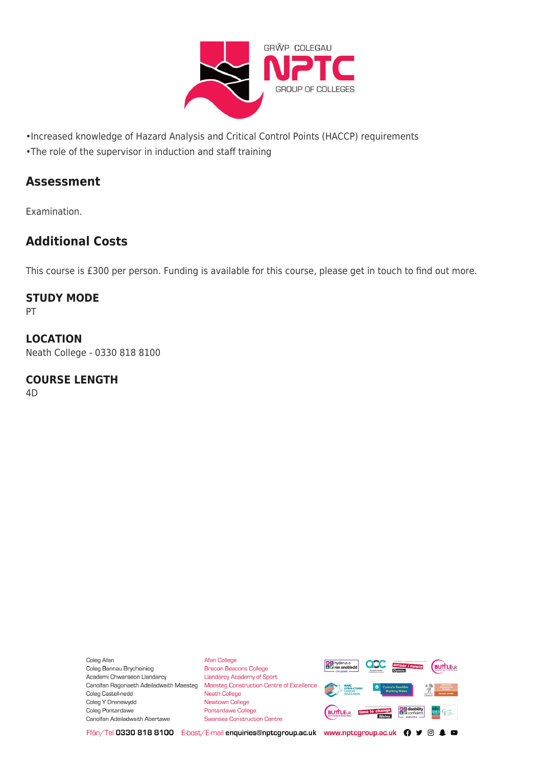•Increased knowledge of Hazard Analysis and Critical Control Points (HACCP) requirements
•The role of the supervisor in induction and staff training

## Assessment

Examination.

## Additional Costs

This course is £300 per person. Funding is available for this course, please get in touch to find out more.

**STUDY MODE**
PT

**LOCATION**
Neath College - 0330 818 8100

**COURSE LENGTH**
4D